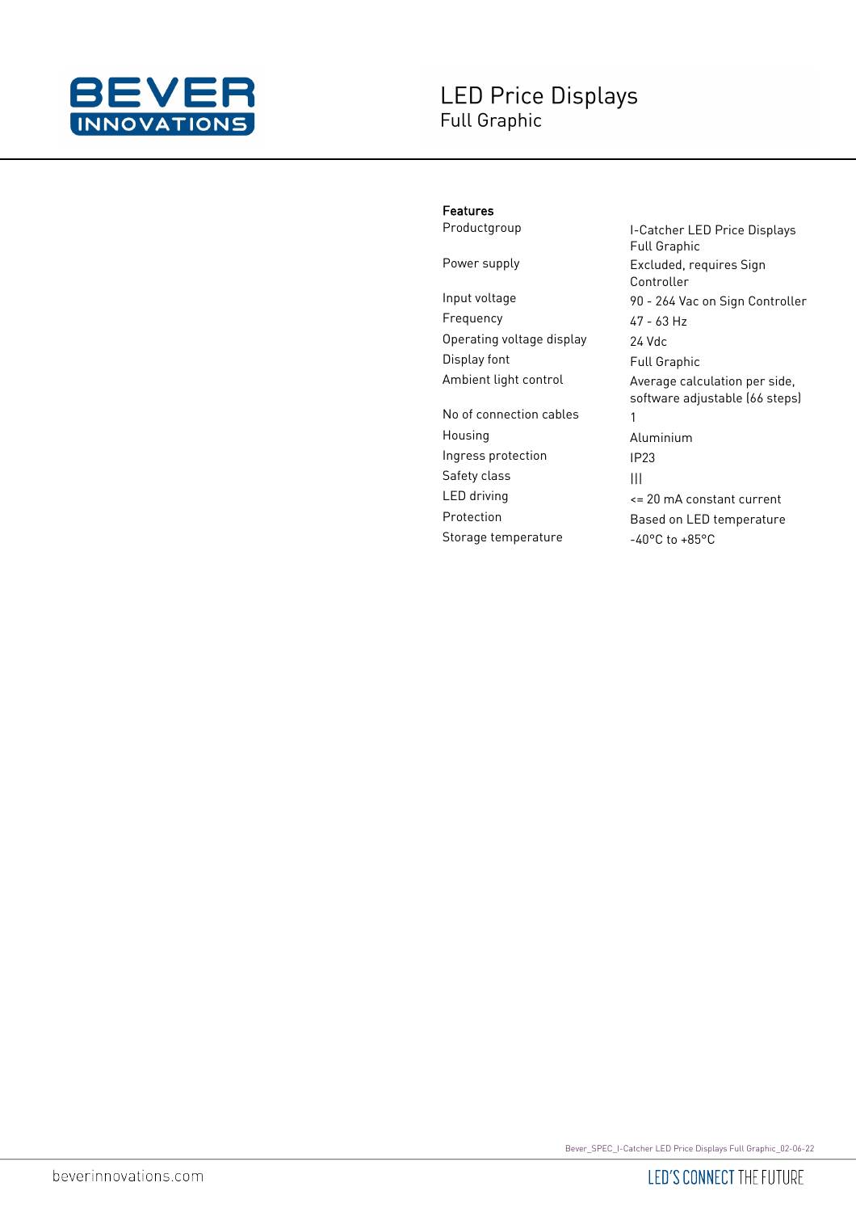# LED Price Displays

## Full Graphic

### Features

| Feature | Value |
| --- | --- |
| Productgroup | I-Catcher LED Price Displays Full Graphic |
| Power supply | Excluded, requires Sign Controller |
| Input voltage | 90 - 264 Vac on Sign Controller |
| Frequency | 47 - 63 Hz |
| Operating voltage display | 24 Vdc |
| Display font | Full Graphic |
| Ambient light control | Average calculation per side, software adjustable (66 steps) |
| No of connection cables | 1 |
| Housing | Aluminium |
| Ingress protection | IP23 |
| Safety class | III |
| LED driving | <= 20 mA constant current |
| Protection | Based on LED temperature |
| Storage temperature | -40°C to +85°C |

Bever_SPEC_I-Catcher LED Price Displays Full Graphic_02-06-22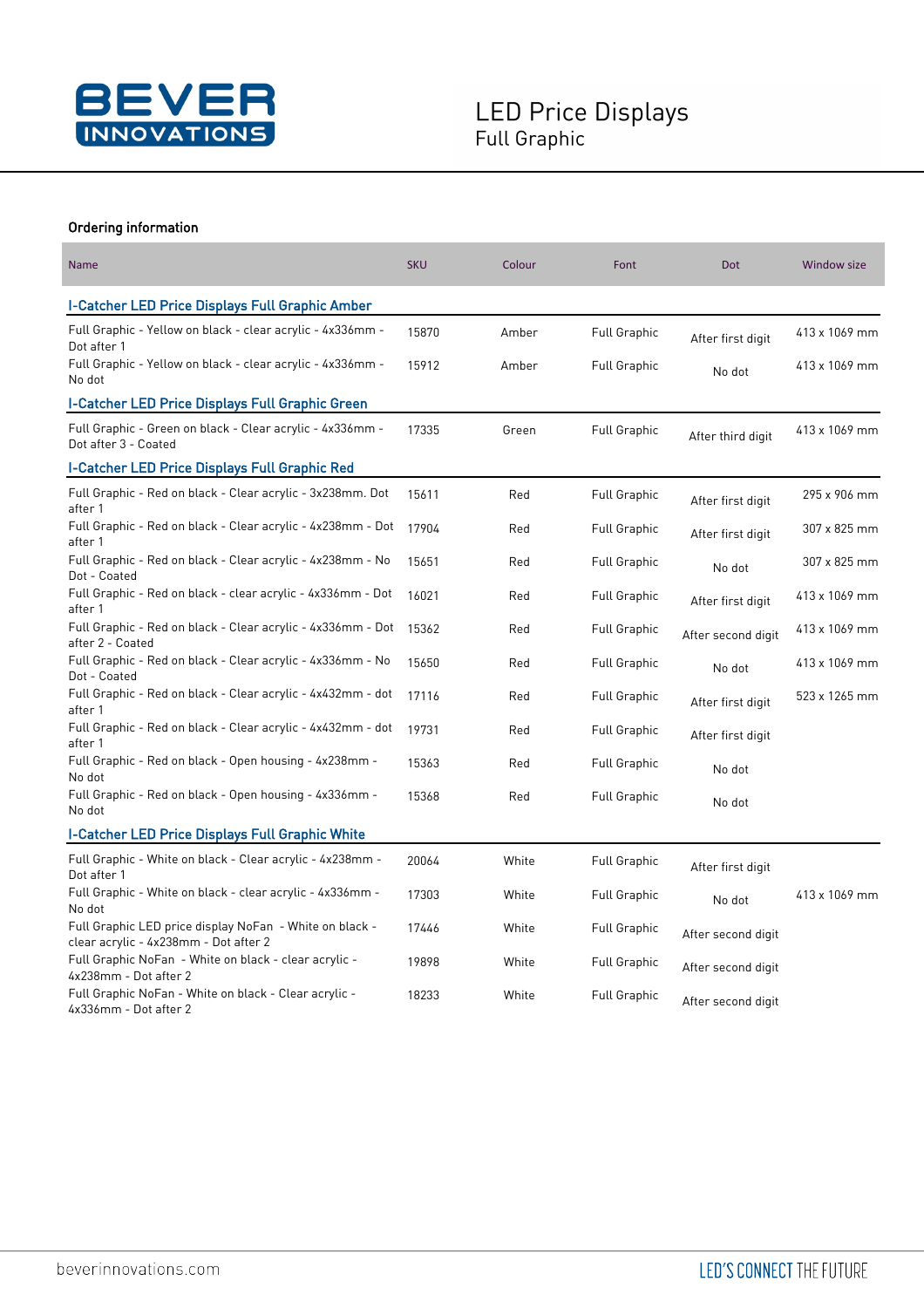# LED Price Displays
## Full Graphic

### Ordering information

| Name | SKU | Colour | Font | Dot | Window size |
|---|---|---|---|---|---|
| **I-Catcher LED Price Displays Full Graphic Amber** | | | | | |
| Full Graphic - Yellow on black - clear acrylic - 4x336mm - Dot after 1 | 15870 | Amber | Full Graphic | After first digit | 413 x 1069 mm |
| Full Graphic - Yellow on black - clear acrylic - 4x336mm - No dot | 15912 | Amber | Full Graphic | No dot | 413 x 1069 mm |
| **I-Catcher LED Price Displays Full Graphic Green** | | | | | |
| Full Graphic - Green on black - Clear acrylic - 4x336mm - Dot after 3 - Coated | 17335 | Green | Full Graphic | After third digit | 413 x 1069 mm |
| **I-Catcher LED Price Displays Full Graphic Red** | | | | | |
| Full Graphic - Red on black - Clear acrylic - 3x238mm. Dot after 1 | 15611 | Red | Full Graphic | After first digit | 295 x 906 mm |
| Full Graphic - Red on black - Clear acrylic - 4x238mm - Dot after 1 | 17904 | Red | Full Graphic | After first digit | 307 x 825 mm |
| Full Graphic - Red on black - Clear acrylic - 4x238mm - No Dot - Coated | 15651 | Red | Full Graphic | No dot | 307 x 825 mm |
| Full Graphic - Red on black - clear acrylic - 4x336mm - Dot after 1 | 16021 | Red | Full Graphic | After first digit | 413 x 1069 mm |
| Full Graphic - Red on black - Clear acrylic - 4x336mm - Dot after 2 - Coated | 15362 | Red | Full Graphic | After second digit | 413 x 1069 mm |
| Full Graphic - Red on black - Clear acrylic - 4x336mm - No Dot - Coated | 15650 | Red | Full Graphic | No dot | 413 x 1069 mm |
| Full Graphic - Red on black - Clear acrylic - 4x432mm - dot after 1 | 17116 | Red | Full Graphic | After first digit | 523 x 1265 mm |
| Full Graphic - Red on black - Clear acrylic - 4x432mm - dot after 1 | 19731 | Red | Full Graphic | After first digit | |
| Full Graphic - Red on black - Open housing - 4x238mm - No dot | 15363 | Red | Full Graphic | No dot | |
| Full Graphic - Red on black - Open housing - 4x336mm - No dot | 15368 | Red | Full Graphic | No dot | |
| **I-Catcher LED Price Displays Full Graphic White** | | | | | |
| Full Graphic - White on black - Clear acrylic - 4x238mm - Dot after 1 | 20064 | White | Full Graphic | After first digit | |
| Full Graphic - White on black - clear acrylic - 4x336mm - No dot | 17303 | White | Full Graphic | No dot | 413 x 1069 mm |
| Full Graphic LED price display NoFan - White on black - clear acrylic - 4x238mm - Dot after 2 | 17446 | White | Full Graphic | After second digit | |
| Full Graphic NoFan - White on black - clear acrylic - 4x238mm - Dot after 2 | 19898 | White | Full Graphic | After second digit | |
| Full Graphic NoFan - White on black - Clear acrylic - 4x336mm - Dot after 2 | 18233 | White | Full Graphic | After second digit | |